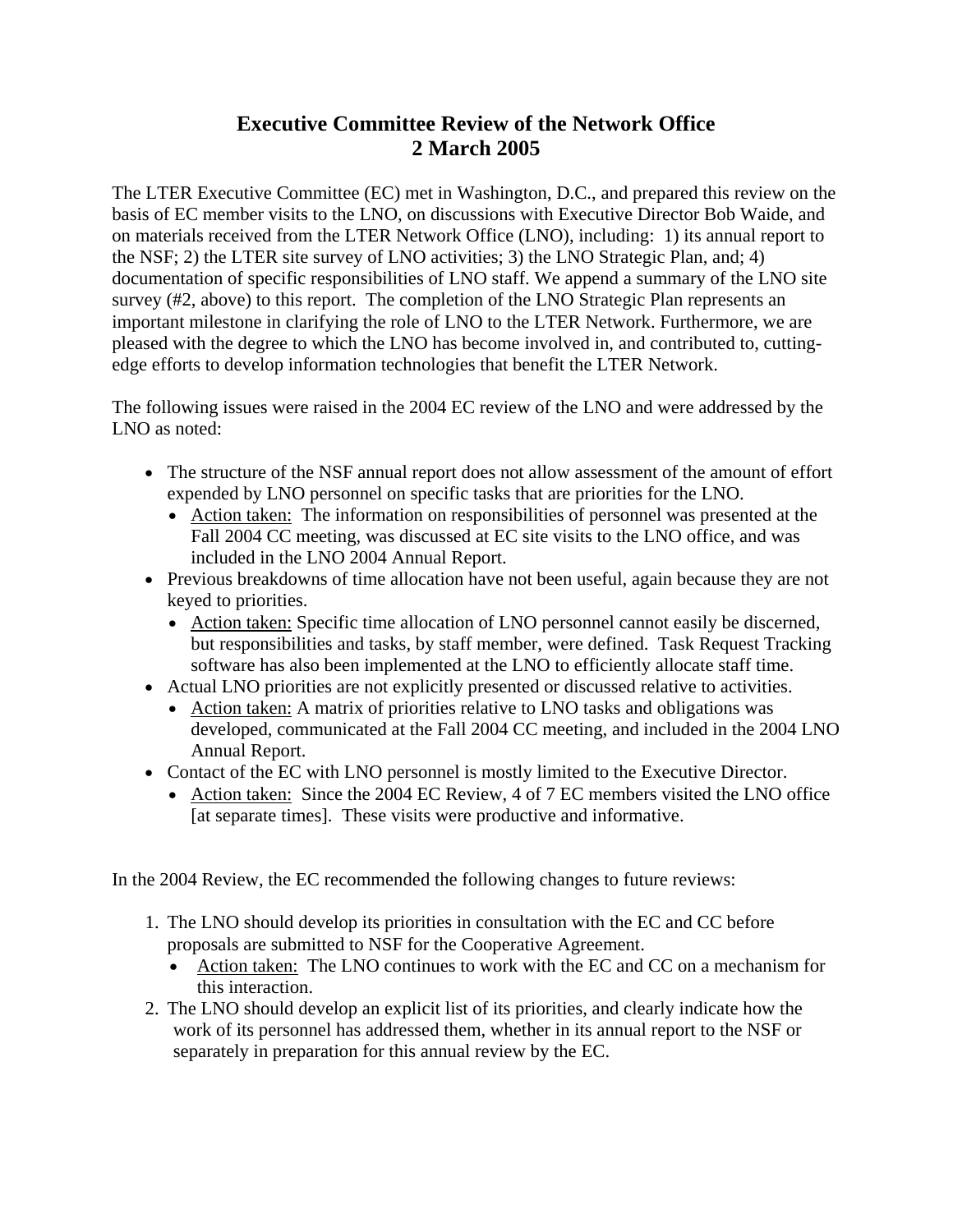# Executive Committee Review of the Network Office
# 2 March 2005

The LTER Executive Committee (EC) met in Washington, D.C., and prepared this review on the basis of EC member visits to the LNO, on discussions with Executive Director Bob Waide, and on materials received from the LTER Network Office (LNO), including: 1) its annual report to the NSF; 2) the LTER site survey of LNO activities; 3) the LNO Strategic Plan, and; 4) documentation of specific responsibilities of LNO staff. We append a summary of the LNO site survey (#2, above) to this report. The completion of the LNO Strategic Plan represents an important milestone in clarifying the role of LNO to the LTER Network. Furthermore, we are pleased with the degree to which the LNO has become involved in, and contributed to, cutting-edge efforts to develop information technologies that benefit the LTER Network.

The following issues were raised in the 2004 EC review of the LNO and were addressed by the LNO as noted:

- The structure of the NSF annual report does not allow assessment of the amount of effort expended by LNO personnel on specific tasks that are priorities for the LNO.
  - Action taken: The information on responsibilities of personnel was presented at the Fall 2004 CC meeting, was discussed at EC site visits to the LNO office, and was included in the LNO 2004 Annual Report.
- Previous breakdowns of time allocation have not been useful, again because they are not keyed to priorities.
  - Action taken: Specific time allocation of LNO personnel cannot easily be discerned, but responsibilities and tasks, by staff member, were defined. Task Request Tracking software has also been implemented at the LNO to efficiently allocate staff time.
- Actual LNO priorities are not explicitly presented or discussed relative to activities.
  - Action taken: A matrix of priorities relative to LNO tasks and obligations was developed, communicated at the Fall 2004 CC meeting, and included in the 2004 LNO Annual Report.
- Contact of the EC with LNO personnel is mostly limited to the Executive Director.
  - Action taken: Since the 2004 EC Review, 4 of 7 EC members visited the LNO office [at separate times]. These visits were productive and informative.

In the 2004 Review, the EC recommended the following changes to future reviews:

1. The LNO should develop its priorities in consultation with the EC and CC before proposals are submitted to NSF for the Cooperative Agreement.
   - Action taken: The LNO continues to work with the EC and CC on a mechanism for this interaction.
2. The LNO should develop an explicit list of its priorities, and clearly indicate how the work of its personnel has addressed them, whether in its annual report to the NSF or separately in preparation for this annual review by the EC.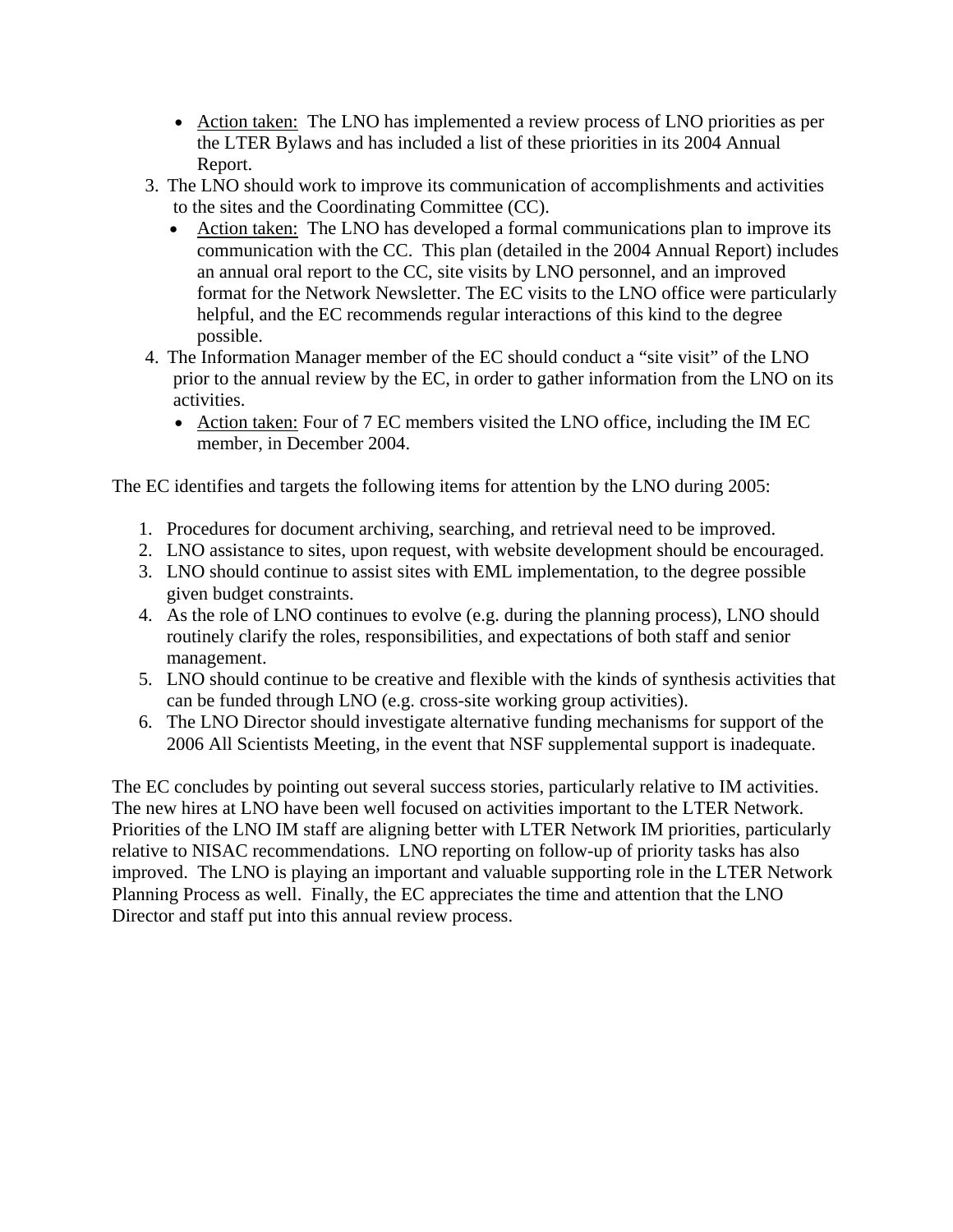- Action taken: The LNO has implemented a review process of LNO priorities as per the LTER Bylaws and has included a list of these priorities in its 2004 Annual Report.

3. The LNO should work to improve its communication of accomplishments and activities to the sites and the Coordinating Committee (CC).
   - Action taken: The LNO has developed a formal communications plan to improve its communication with the CC. This plan (detailed in the 2004 Annual Report) includes an annual oral report to the CC, site visits by LNO personnel, and an improved format for the Network Newsletter. The EC visits to the LNO office were particularly helpful, and the EC recommends regular interactions of this kind to the degree possible.
4. The Information Manager member of the EC should conduct a "site visit" of the LNO prior to the annual review by the EC, in order to gather information from the LNO on its activities.
   - Action taken: Four of 7 EC members visited the LNO office, including the IM EC member, in December 2004.

The EC identifies and targets the following items for attention by the LNO during 2005:

1. Procedures for document archiving, searching, and retrieval need to be improved.
2. LNO assistance to sites, upon request, with website development should be encouraged.
3. LNO should continue to assist sites with EML implementation, to the degree possible given budget constraints.
4. As the role of LNO continues to evolve (e.g. during the planning process), LNO should routinely clarify the roles, responsibilities, and expectations of both staff and senior management.
5. LNO should continue to be creative and flexible with the kinds of synthesis activities that can be funded through LNO (e.g. cross-site working group activities).
6. The LNO Director should investigate alternative funding mechanisms for support of the 2006 All Scientists Meeting, in the event that NSF supplemental support is inadequate.

The EC concludes by pointing out several success stories, particularly relative to IM activities. The new hires at LNO have been well focused on activities important to the LTER Network. Priorities of the LNO IM staff are aligning better with LTER Network IM priorities, particularly relative to NISAC recommendations. LNO reporting on follow-up of priority tasks has also improved. The LNO is playing an important and valuable supporting role in the LTER Network Planning Process as well. Finally, the EC appreciates the time and attention that the LNO Director and staff put into this annual review process.